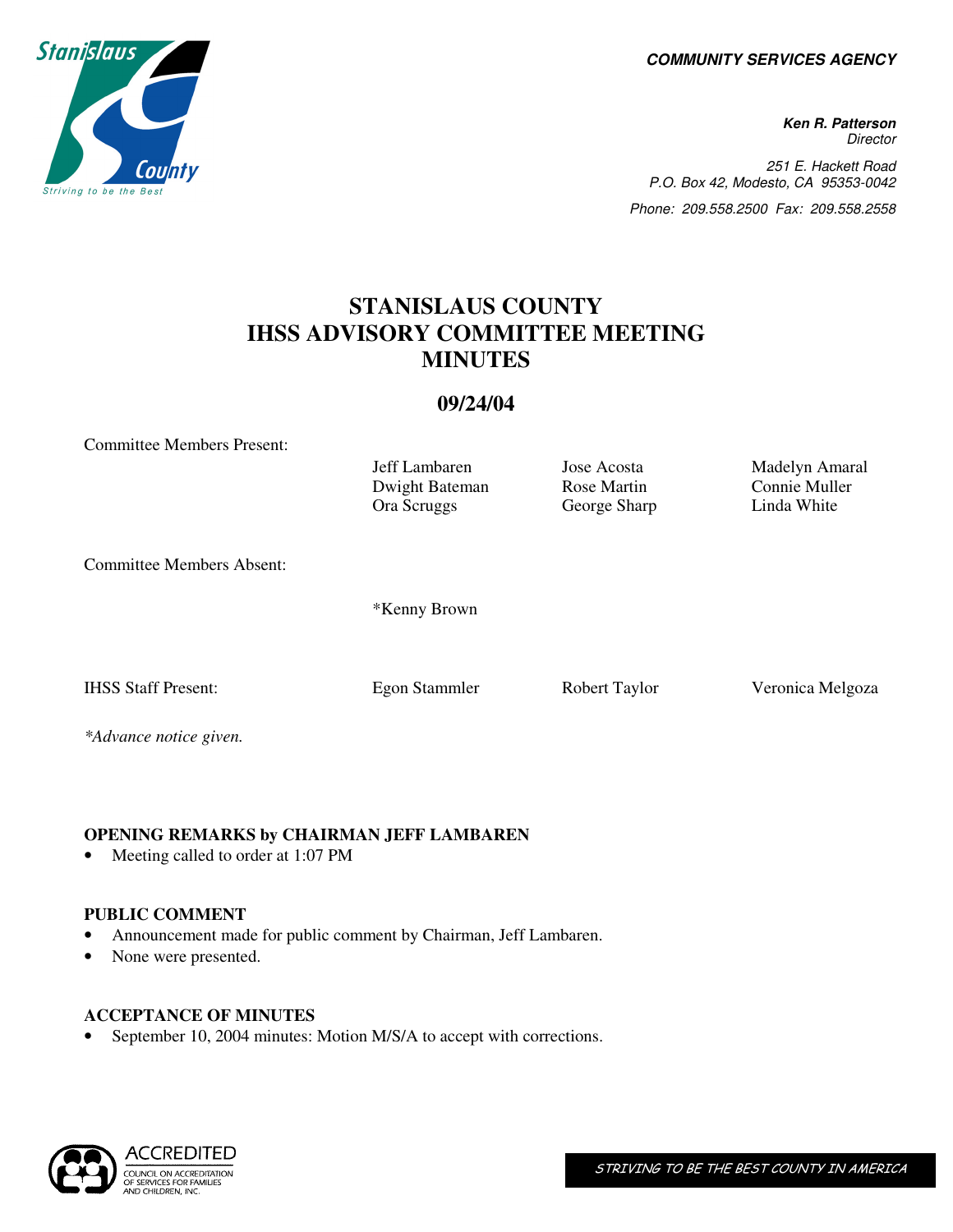**COMMUNITY SERVICES AGENCY**

***Ken R. Patterson***
*Director*

*251 E. Hackett Road*
*P.O. Box 42, Modesto, CA 95353-0042*
*Phone: 209.558.2500 Fax: 209.558.2558*

# STANISLAUS COUNTY
# IHSS ADVISORY COMMITTEE MEETING
# MINUTES

## 09/24/04

| | | | |
|---|---|---|---|
| Committee Members Present: | Jeff Lambaren | Jose Acosta | Madelyn Amaral |
| | Dwight Bateman | Rose Martin | Connie Muller |
| | Ora Scruggs | George Sharp | Linda White |
| Committee Members Absent: | *Kenny Brown | | |
| IHSS Staff Present: | Egon Stammler | Robert Taylor | Veronica Melgoza |

*\*Advance notice given.*

### OPENING REMARKS by CHAIRMAN JEFF LAMBAREN

- Meeting called to order at 1:07 PM

### PUBLIC COMMENT

- Announcement made for public comment by Chairman, Jeff Lambaren.
- None were presented.

### ACCEPTANCE OF MINUTES

- September 10, 2004 minutes: Motion M/S/A to accept with corrections.

ACCREDITED
COUNCIL ON ACCREDITATION OF SERVICES FOR FAMILIES AND CHILDREN, INC.

STRIVING TO BE THE BEST COUNTY IN AMERICA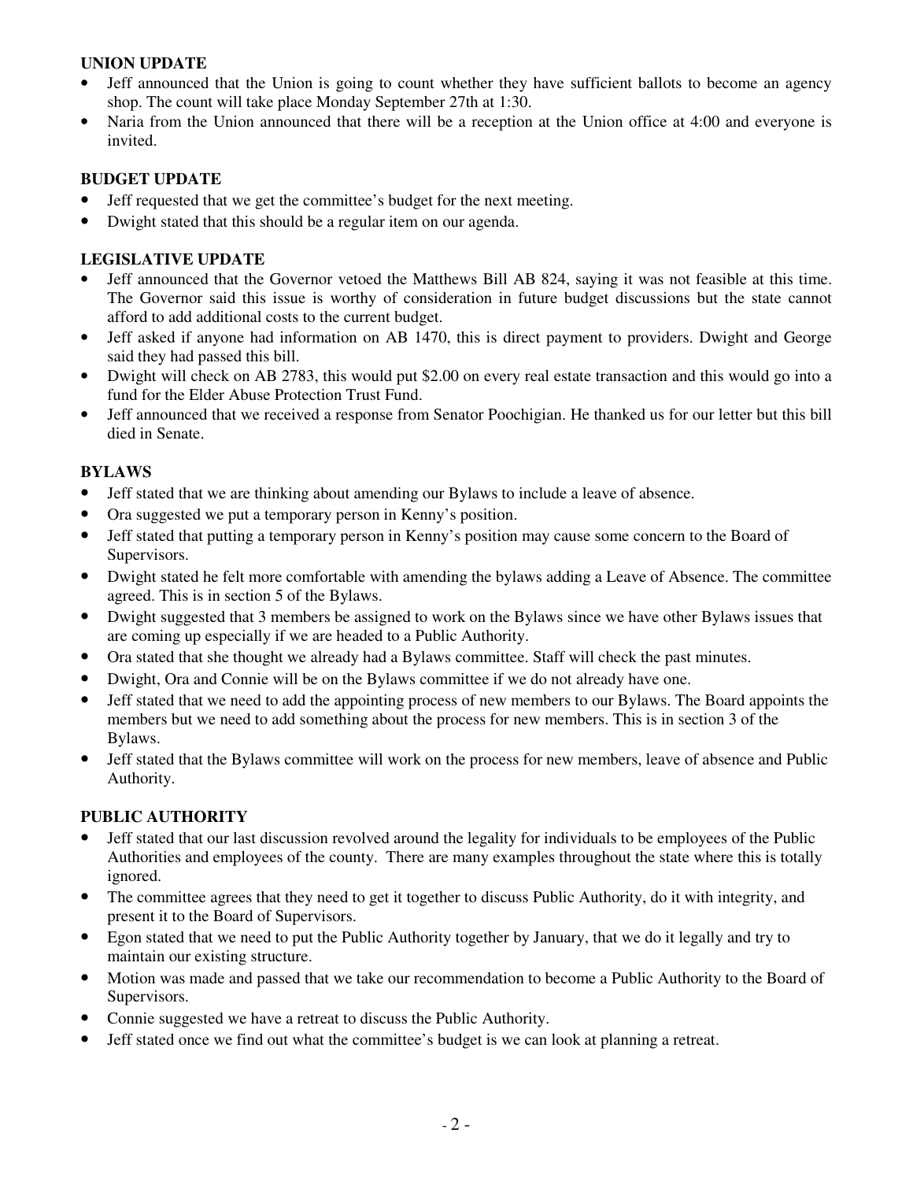**UNION UPDATE**

- Jeff announced that the Union is going to count whether they have sufficient ballots to become an agency shop. The count will take place Monday September 27th at 1:30.
- Naria from the Union announced that there will be a reception at the Union office at 4:00 and everyone is invited.

**BUDGET UPDATE**

- Jeff requested that we get the committee's budget for the next meeting.
- Dwight stated that this should be a regular item on our agenda.

**LEGISLATIVE UPDATE**

- Jeff announced that the Governor vetoed the Matthews Bill AB 824, saying it was not feasible at this time. The Governor said this issue is worthy of consideration in future budget discussions but the state cannot afford to add additional costs to the current budget.
- Jeff asked if anyone had information on AB 1470, this is direct payment to providers. Dwight and George said they had passed this bill.
- Dwight will check on AB 2783, this would put $2.00 on every real estate transaction and this would go into a fund for the Elder Abuse Protection Trust Fund.
- Jeff announced that we received a response from Senator Poochigian. He thanked us for our letter but this bill died in Senate.

**BYLAWS**

- Jeff stated that we are thinking about amending our Bylaws to include a leave of absence.
- Ora suggested we put a temporary person in Kenny's position.
- Jeff stated that putting a temporary person in Kenny's position may cause some concern to the Board of Supervisors.
- Dwight stated he felt more comfortable with amending the bylaws adding a Leave of Absence. The committee agreed. This is in section 5 of the Bylaws.
- Dwight suggested that 3 members be assigned to work on the Bylaws since we have other Bylaws issues that are coming up especially if we are headed to a Public Authority.
- Ora stated that she thought we already had a Bylaws committee. Staff will check the past minutes.
- Dwight, Ora and Connie will be on the Bylaws committee if we do not already have one.
- Jeff stated that we need to add the appointing process of new members to our Bylaws. The Board appoints the members but we need to add something about the process for new members. This is in section 3 of the Bylaws.
- Jeff stated that the Bylaws committee will work on the process for new members, leave of absence and Public Authority.

**PUBLIC AUTHORITY**

- Jeff stated that our last discussion revolved around the legality for individuals to be employees of the Public Authorities and employees of the county. There are many examples throughout the state where this is totally ignored.
- The committee agrees that they need to get it together to discuss Public Authority, do it with integrity, and present it to the Board of Supervisors.
- Egon stated that we need to put the Public Authority together by January, that we do it legally and try to maintain our existing structure.
- Motion was made and passed that we take our recommendation to become a Public Authority to the Board of Supervisors.
- Connie suggested we have a retreat to discuss the Public Authority.
- Jeff stated once we find out what the committee's budget is we can look at planning a retreat.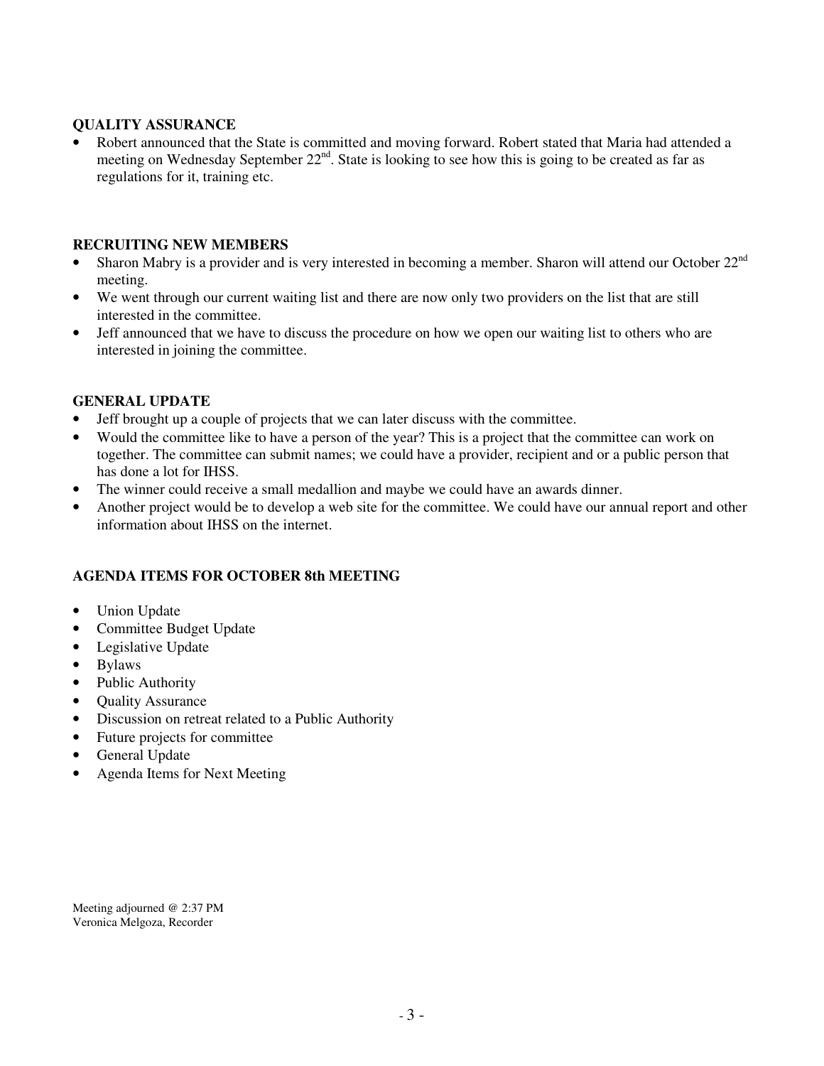**QUALITY ASSURANCE**

- Robert announced that the State is committed and moving forward. Robert stated that Maria had attended a meeting on Wednesday September 22nd. State is looking to see how this is going to be created as far as regulations for it, training etc.

**RECRUITING NEW MEMBERS**

- Sharon Mabry is a provider and is very interested in becoming a member. Sharon will attend our October 22nd meeting.
- We went through our current waiting list and there are now only two providers on the list that are still interested in the committee.
- Jeff announced that we have to discuss the procedure on how we open our waiting list to others who are interested in joining the committee.

**GENERAL UPDATE**

- Jeff brought up a couple of projects that we can later discuss with the committee.
- Would the committee like to have a person of the year? This is a project that the committee can work on together. The committee can submit names; we could have a provider, recipient and or a public person that has done a lot for IHSS.
- The winner could receive a small medallion and maybe we could have an awards dinner.
- Another project would be to develop a web site for the committee. We could have our annual report and other information about IHSS on the internet.

**AGENDA ITEMS FOR OCTOBER 8th MEETING**

- Union Update
- Committee Budget Update
- Legislative Update
- Bylaws
- Public Authority
- Quality Assurance
- Discussion on retreat related to a Public Authority
- Future projects for committee
- General Update
- Agenda Items for Next Meeting

Meeting adjourned @ 2:37 PM
Veronica Melgoza, Recorder